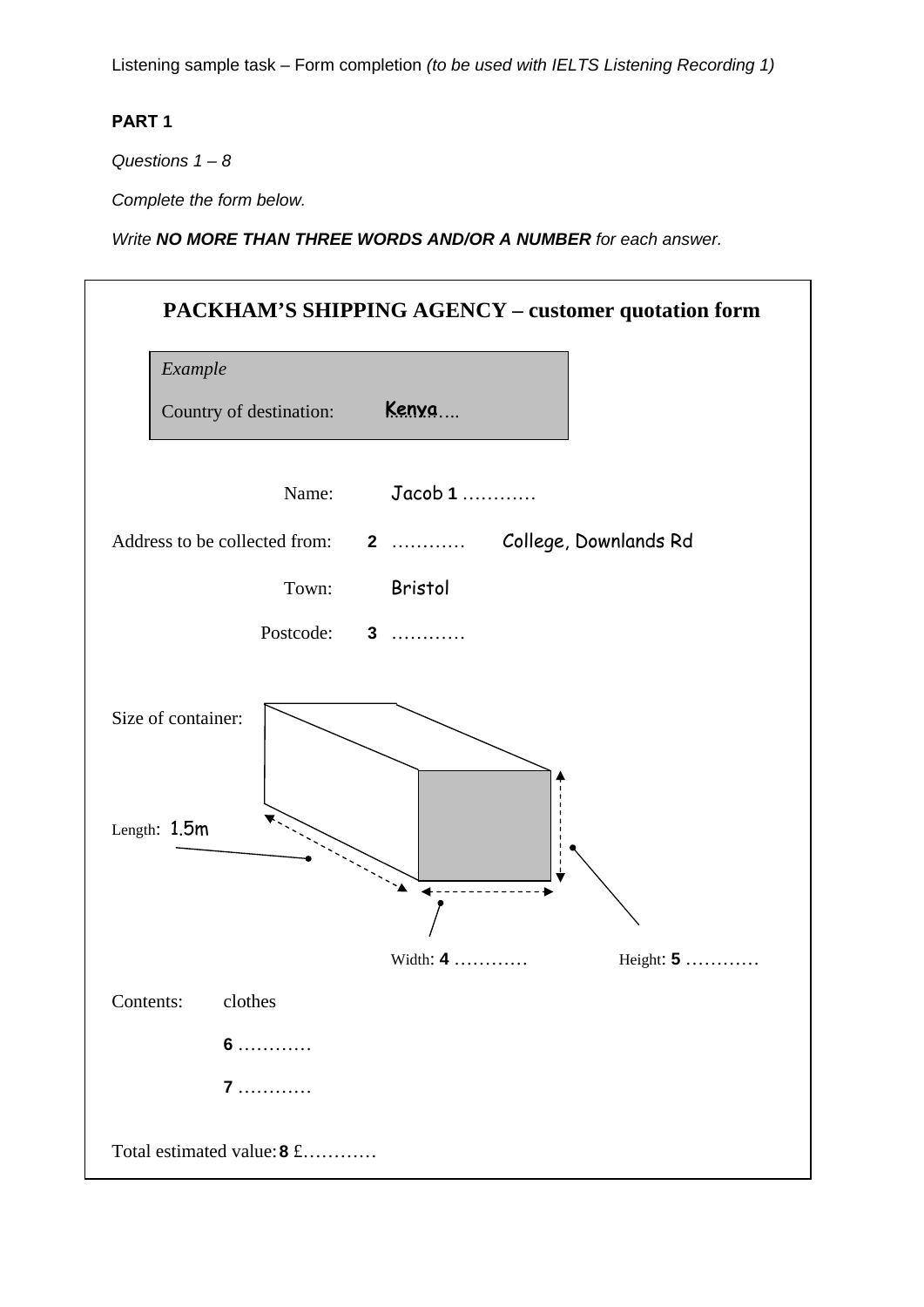Listening sample task – Form completion *(to be used with IELTS Listening Recording 1)*

**PART 1**

*Questions 1 – 8*

*Complete the form below.*

*Write **NO MORE THAN THREE WORDS AND/OR A NUMBER** for each answer.*

## PACKHAM'S SHIPPING AGENCY – customer quotation form

> *Example*
>
> Country of destination: Kenya

Name: Jacob **1** …………

Address to be collected from: **2** ………… College, Downlands Rd

Town: Bristol

Postcode: **3** …………

Size of container:

Length: 1.5m

Width: **4** …………

Height: **5** …………

Contents: clothes

**6** …………

**7** …………

Total estimated value: **8** £…………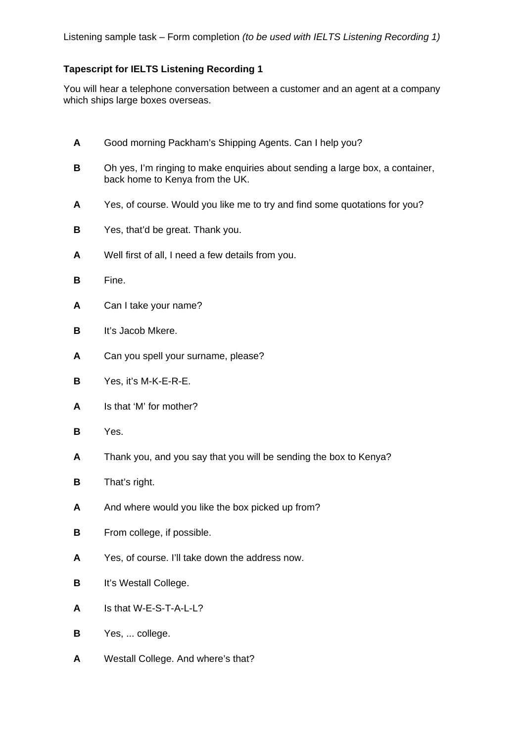Listening sample task – Form completion *(to be used with IELTS Listening Recording 1)*

**Tapescript for IELTS Listening Recording 1**

You will hear a telephone conversation between a customer and an agent at a company which ships large boxes overseas.

**A** Good morning Packham's Shipping Agents. Can I help you?

**B** Oh yes, I'm ringing to make enquiries about sending a large box, a container, back home to Kenya from the UK.

**A** Yes, of course. Would you like me to try and find some quotations for you?

**B** Yes, that'd be great. Thank you.

**A** Well first of all, I need a few details from you.

**B** Fine.

**A** Can I take your name?

**B** It's Jacob Mkere.

**A** Can you spell your surname, please?

**B** Yes, it's M-K-E-R-E.

**A** Is that 'M' for mother?

**B** Yes.

**A** Thank you, and you say that you will be sending the box to Kenya?

**B** That's right.

**A** And where would you like the box picked up from?

**B** From college, if possible.

**A** Yes, of course. I'll take down the address now.

**B** It's Westall College.

**A** Is that W-E-S-T-A-L-L?

**B** Yes, ... college.

**A** Westall College. And where's that?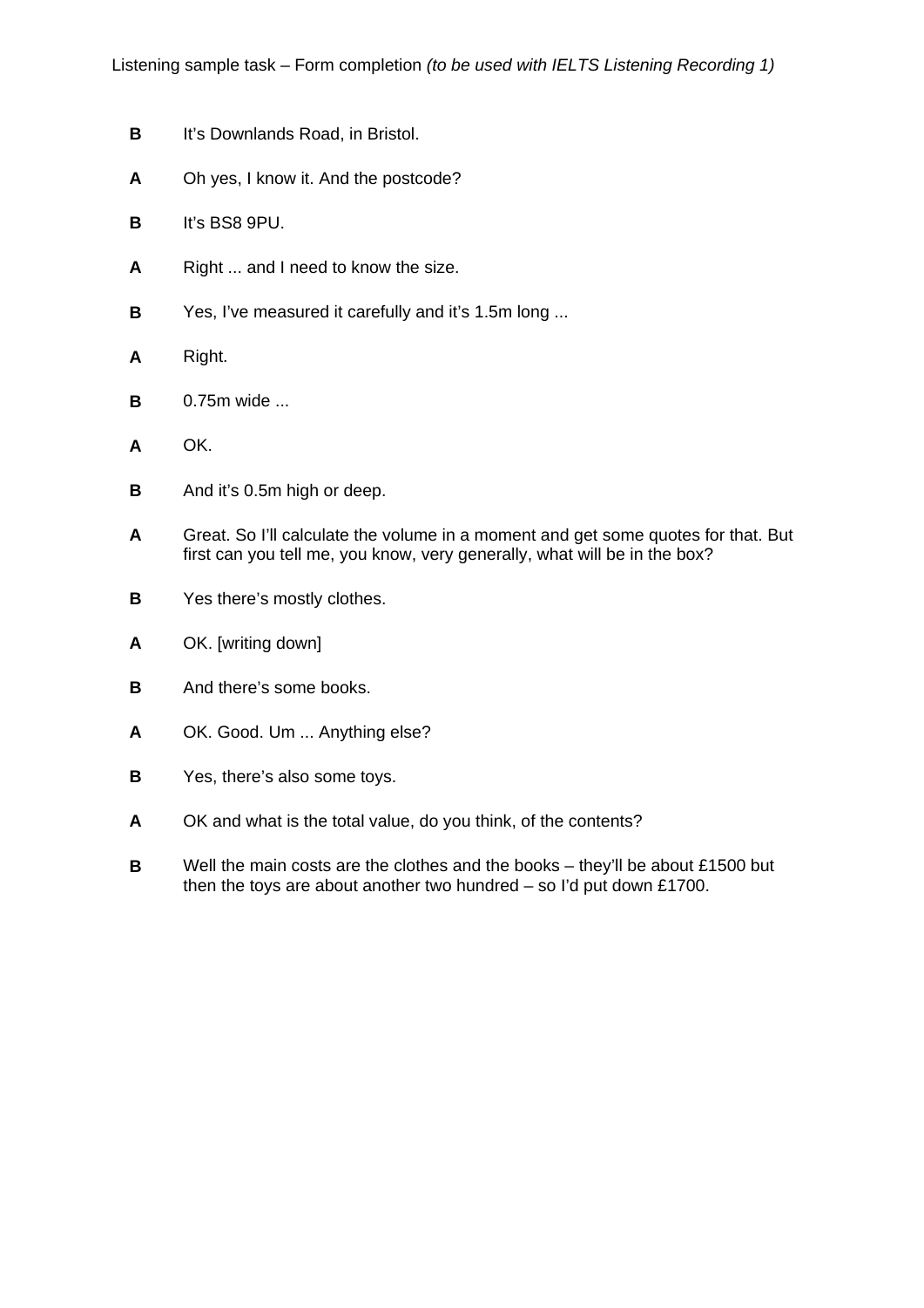**B** It's Downlands Road, in Bristol.

**A** Oh yes, I know it. And the postcode?

**B** It's BS8 9PU.

**A** Right ... and I need to know the size.

**B** Yes, I've measured it carefully and it's 1.5m long ...

**A** Right.

**B** 0.75m wide ...

**A** OK.

**B** And it's 0.5m high or deep.

**A** Great. So I'll calculate the volume in a moment and get some quotes for that. But first can you tell me, you know, very generally, what will be in the box?

**B** Yes there's mostly clothes.

**A** OK. [writing down]

**B** And there's some books.

**A** OK. Good. Um ... Anything else?

**B** Yes, there's also some toys.

**A** OK and what is the total value, do you think, of the contents?

**B** Well the main costs are the clothes and the books – they'll be about £1500 but then the toys are about another two hundred – so I'd put down £1700.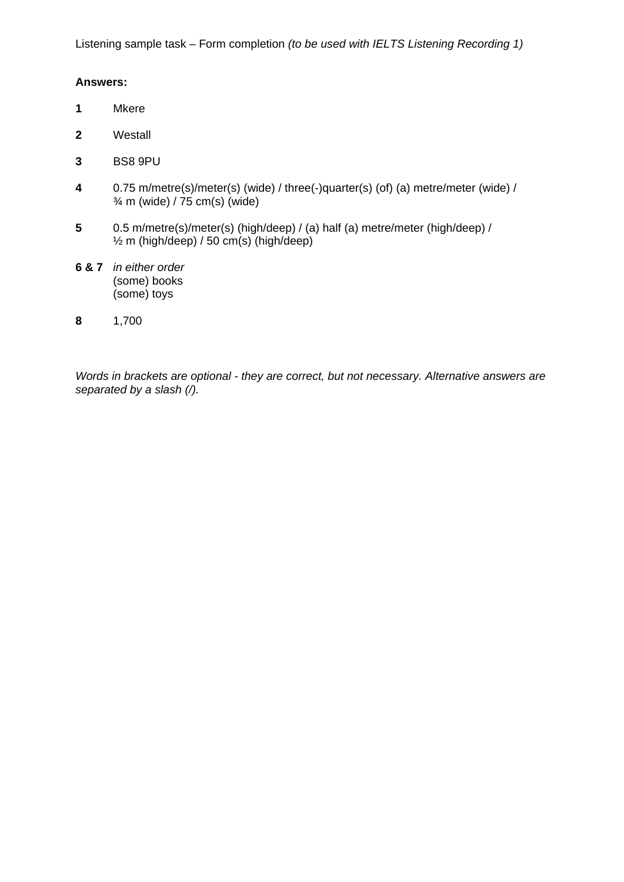Listening sample task – Form completion *(to be used with IELTS Listening Recording 1)*

**Answers:**

**1** Mkere

**2** Westall

**3** BS8 9PU

**4** 0.75 m/metre(s)/meter(s) (wide) / three(-)quarter(s) (of) (a) metre/meter (wide) / ¾ m (wide) / 75 cm(s) (wide)

**5** 0.5 m/metre(s)/meter(s) (high/deep) / (a) half (a) metre/meter (high/deep) / ½ m (high/deep) / 50 cm(s) (high/deep)

**6 & 7** *in either order*
(some) books
(some) toys

**8** 1,700

*Words in brackets are optional - they are correct, but not necessary. Alternative answers are separated by a slash (/).*